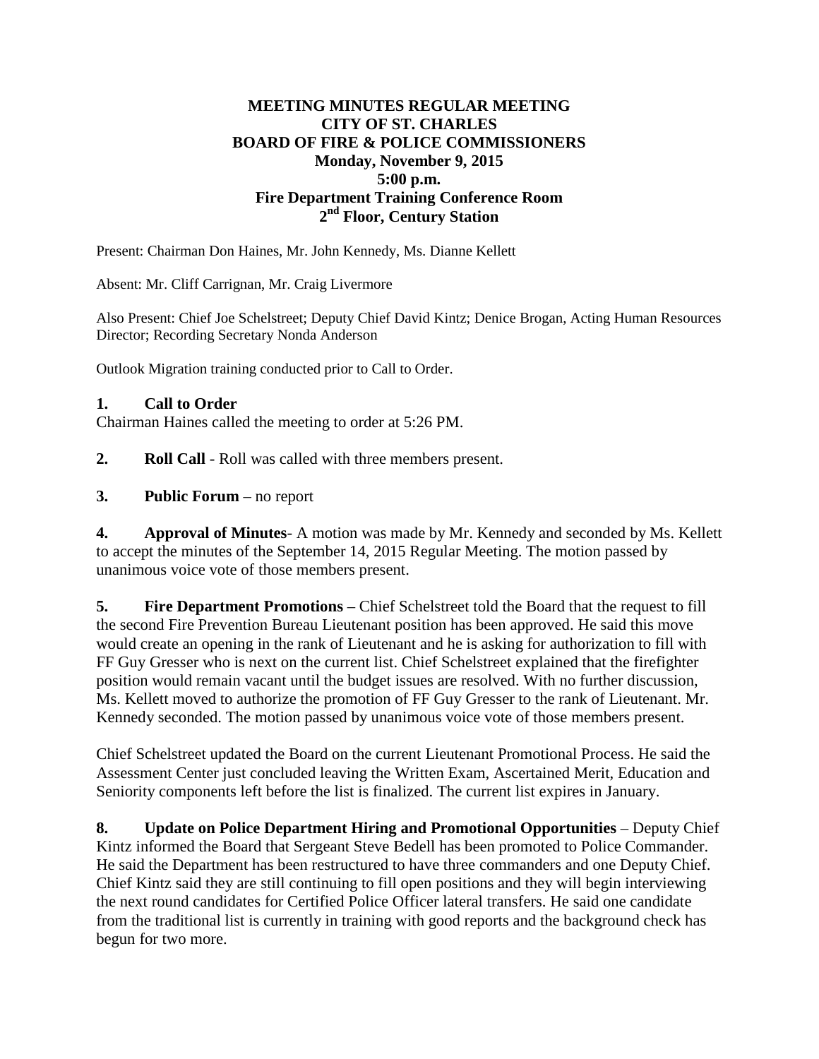# MEETING MINUTES REGULAR MEETING
# CITY OF ST. CHARLES
# BOARD OF FIRE & POLICE COMMISSIONERS
## Monday, November 9, 2015
## 5:00 p.m.
## Fire Department Training Conference Room
## 2nd Floor, Century Station

Present: Chairman Don Haines, Mr. John Kennedy, Ms. Dianne Kellett

Absent: Mr. Cliff Carrignan, Mr. Craig Livermore

Also Present: Chief Joe Schelstreet; Deputy Chief David Kintz; Denice Brogan, Acting Human Resources Director; Recording Secretary Nonda Anderson

Outlook Migration training conducted prior to Call to Order.

**1. Call to Order**

Chairman Haines called the meeting to order at 5:26 PM.

**2. Roll Call** - Roll was called with three members present.

**3. Public Forum** – no report

**4. Approval of Minutes**- A motion was made by Mr. Kennedy and seconded by Ms. Kellett to accept the minutes of the September 14, 2015 Regular Meeting. The motion passed by unanimous voice vote of those members present.

**5. Fire Department Promotions** – Chief Schelstreet told the Board that the request to fill the second Fire Prevention Bureau Lieutenant position has been approved. He said this move would create an opening in the rank of Lieutenant and he is asking for authorization to fill with FF Guy Gresser who is next on the current list. Chief Schelstreet explained that the firefighter position would remain vacant until the budget issues are resolved. With no further discussion, Ms. Kellett moved to authorize the promotion of FF Guy Gresser to the rank of Lieutenant. Mr. Kennedy seconded. The motion passed by unanimous voice vote of those members present.

Chief Schelstreet updated the Board on the current Lieutenant Promotional Process. He said the Assessment Center just concluded leaving the Written Exam, Ascertained Merit, Education and Seniority components left before the list is finalized. The current list expires in January.

**8. Update on Police Department Hiring and Promotional Opportunities** – Deputy Chief Kintz informed the Board that Sergeant Steve Bedell has been promoted to Police Commander. He said the Department has been restructured to have three commanders and one Deputy Chief. Chief Kintz said they are still continuing to fill open positions and they will begin interviewing the next round candidates for Certified Police Officer lateral transfers. He said one candidate from the traditional list is currently in training with good reports and the background check has begun for two more.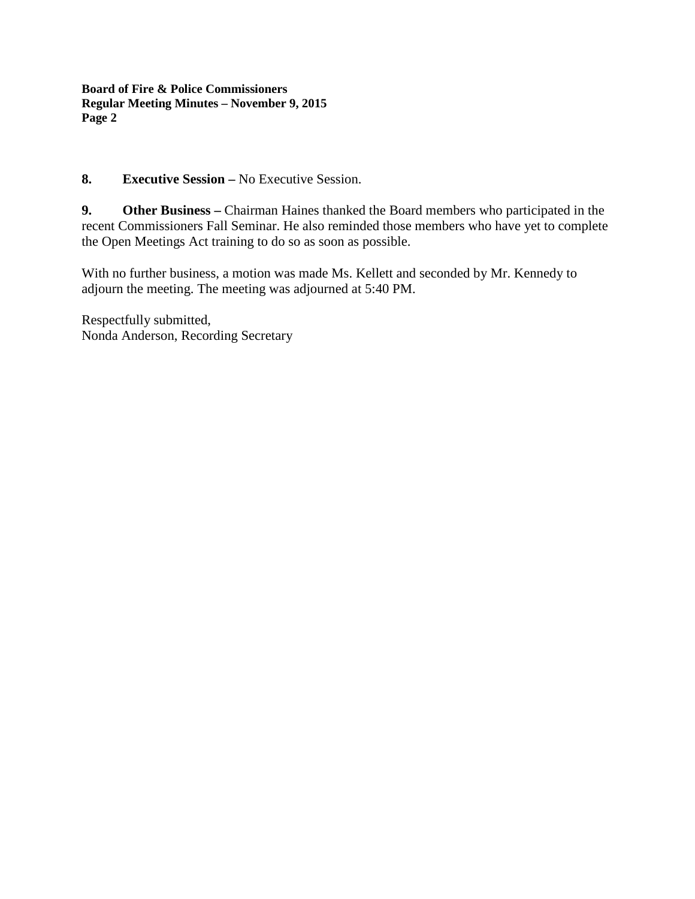**8. Executive Session –** No Executive Session.

**9. Other Business –** Chairman Haines thanked the Board members who participated in the recent Commissioners Fall Seminar. He also reminded those members who have yet to complete the Open Meetings Act training to do so as soon as possible.

With no further business, a motion was made Ms. Kellett and seconded by Mr. Kennedy to adjourn the meeting. The meeting was adjourned at 5:40 PM.

Respectfully submitted,
Nonda Anderson, Recording Secretary